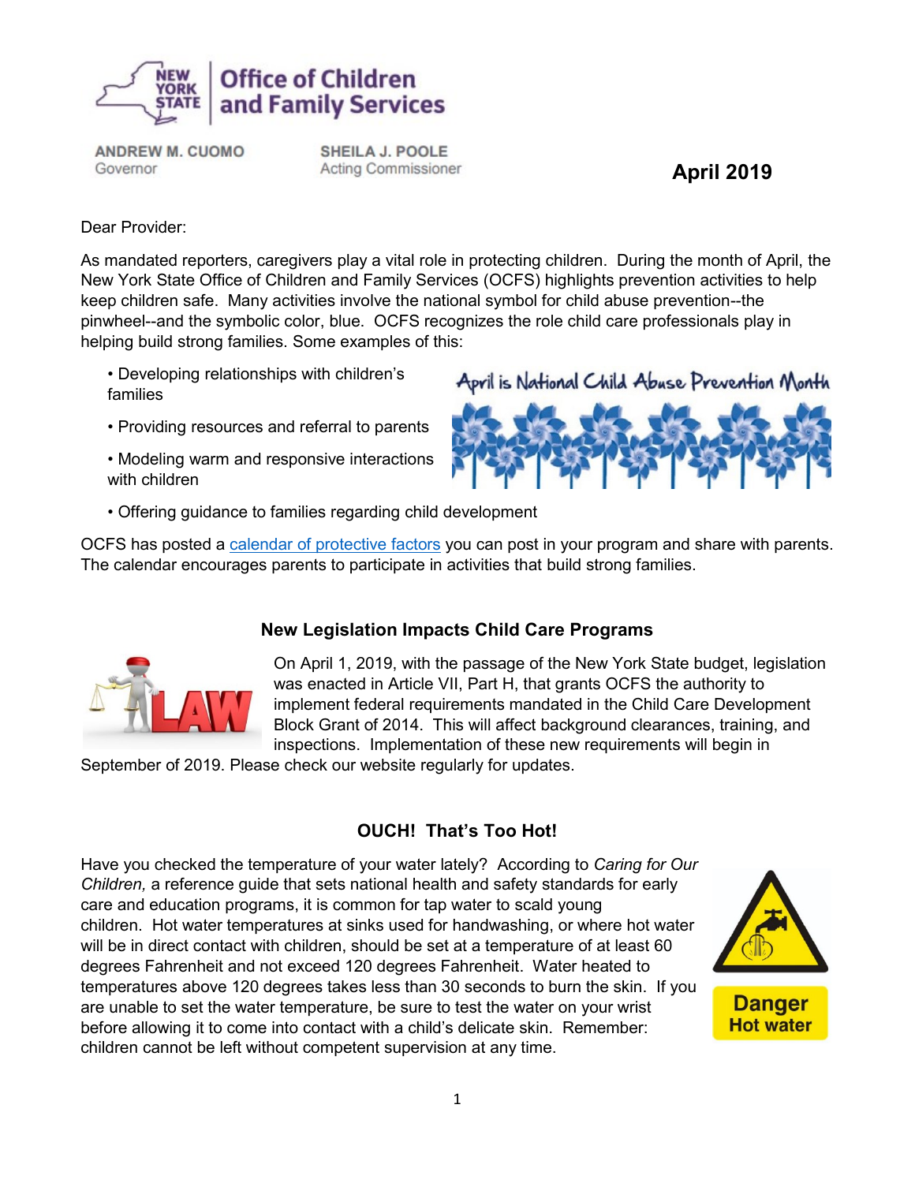**Office of Children and Family Services**

ANDREW M. CUOMO
Governor

SHEILA J. POOLE
Acting Commissioner

**April 2019**

Dear Provider:

As mandated reporters, caregivers play a vital role in protecting children. During the month of April, the New York State Office of Children and Family Services (OCFS) highlights prevention activities to help keep children safe. Many activities involve the national symbol for child abuse prevention--the pinwheel--and the symbolic color, blue. OCFS recognizes the role child care professionals play in helping build strong families. Some examples of this:

- Developing relationships with children's families
- Providing resources and referral to parents
- Modeling warm and responsive interactions with children
- Offering guidance to families regarding child development

April is National Child Abuse Prevention Month

OCFS has posted a [calendar of protective factors](#) you can post in your program and share with parents. The calendar encourages parents to participate in activities that build strong families.

## New Legislation Impacts Child Care Programs

On April 1, 2019, with the passage of the New York State budget, legislation was enacted in Article VII, Part H, that grants OCFS the authority to implement federal requirements mandated in the Child Care Development Block Grant of 2014. This will affect background clearances, training, and inspections. Implementation of these new requirements will begin in September of 2019. Please check our website regularly for updates.

## OUCH! That's Too Hot!

Have you checked the temperature of your water lately? According to *Caring for Our Children,* a reference guide that sets national health and safety standards for early care and education programs, it is common for tap water to scald young children. Hot water temperatures at sinks used for handwashing, or where hot water will be in direct contact with children, should be set at a temperature of at least 60 degrees Fahrenheit and not exceed 120 degrees Fahrenheit. Water heated to temperatures above 120 degrees takes less than 30 seconds to burn the skin. If you are unable to set the water temperature, be sure to test the water on your wrist before allowing it to come into contact with a child's delicate skin. Remember: children cannot be left without competent supervision at any time.

Danger
Hot water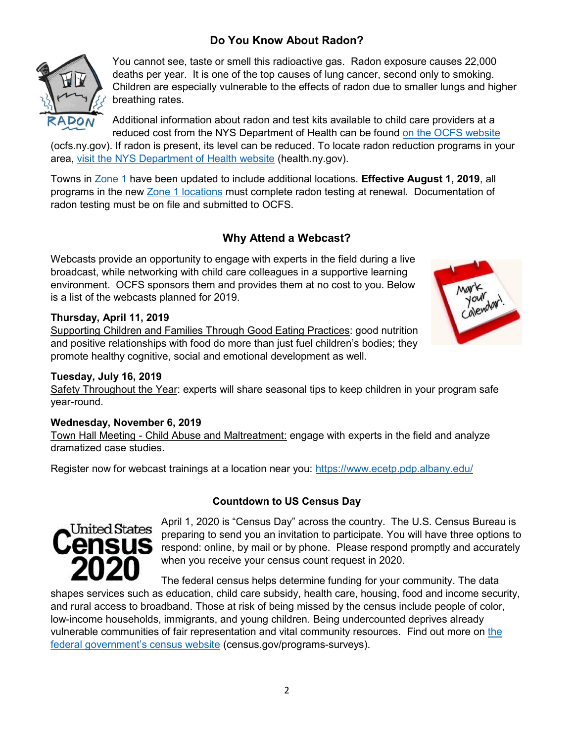## Do You Know About Radon?

You cannot see, taste or smell this radioactive gas. Radon exposure causes 22,000 deaths per year. It is one of the top causes of lung cancer, second only to smoking. Children are especially vulnerable to the effects of radon due to smaller lungs and higher breathing rates.

Additional information about radon and test kits available to child care providers at a reduced cost from the NYS Department of Health can be found on the OCFS website (ocfs.ny.gov). If radon is present, its level can be reduced. To locate radon reduction programs in your area, visit the NYS Department of Health website (health.ny.gov).

Towns in Zone 1 have been updated to include additional locations. **Effective August 1, 2019**, all programs in the new Zone 1 locations must complete radon testing at renewal. Documentation of radon testing must be on file and submitted to OCFS.

## Why Attend a Webcast?

Webcasts provide an opportunity to engage with experts in the field during a live broadcast, while networking with child care colleagues in a supportive learning environment. OCFS sponsors them and provides them at no cost to you. Below is a list of the webcasts planned for 2019.

**Thursday, April 11, 2019**
Supporting Children and Families Through Good Eating Practices: good nutrition and positive relationships with food do more than just fuel children's bodies; they promote healthy cognitive, social and emotional development as well.

**Tuesday, July 16, 2019**
Safety Throughout the Year: experts will share seasonal tips to keep children in your program safe year-round.

**Wednesday, November 6, 2019**
Town Hall Meeting - Child Abuse and Maltreatment: engage with experts in the field and analyze dramatized case studies.

Register now for webcast trainings at a location near you: https://www.ecetp.pdp.albany.edu/

## Countdown to US Census Day

April 1, 2020 is "Census Day" across the country. The U.S. Census Bureau is preparing to send you an invitation to participate. You will have three options to respond: online, by mail or by phone. Please respond promptly and accurately when you receive your census count request in 2020.

The federal census helps determine funding for your community. The data shapes services such as education, child care subsidy, health care, housing, food and income security, and rural access to broadband. Those at risk of being missed by the census include people of color, low-income households, immigrants, and young children. Being undercounted deprives already vulnerable communities of fair representation and vital community resources. Find out more on the federal government's census website (census.gov/programs-surveys).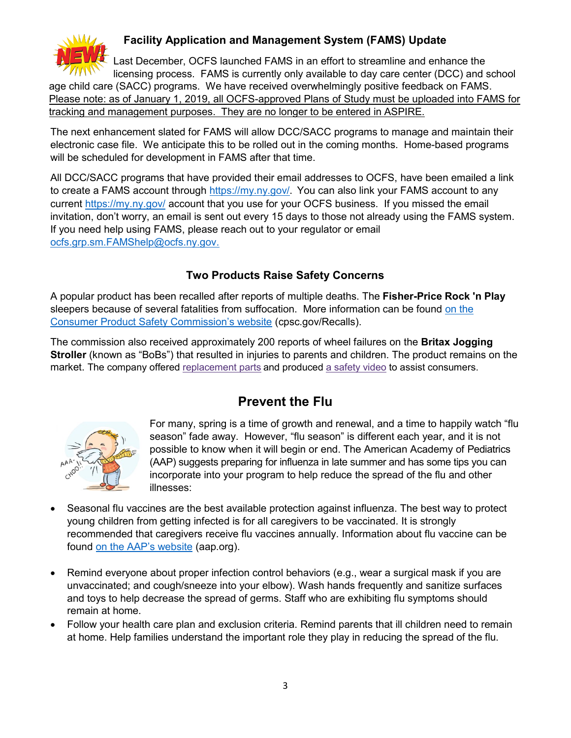## Facility Application and Management System (FAMS) Update

NEW!

Last December, OCFS launched FAMS in an effort to streamline and enhance the licensing process. FAMS is currently only available to day care center (DCC) and school age child care (SACC) programs. We have received overwhelmingly positive feedback on FAMS. Please note: as of January 1, 2019, all OCFS-approved Plans of Study must be uploaded into FAMS for tracking and management purposes. They are no longer to be entered in ASPIRE.

The next enhancement slated for FAMS will allow DCC/SACC programs to manage and maintain their electronic case file. We anticipate this to be rolled out in the coming months. Home-based programs will be scheduled for development in FAMS after that time.

All DCC/SACC programs that have provided their email addresses to OCFS, have been emailed a link to create a FAMS account through https://my.ny.gov/. You can also link your FAMS account to any current https://my.ny.gov/ account that you use for your OCFS business. If you missed the email invitation, don't worry, an email is sent out every 15 days to those not already using the FAMS system. If you need help using FAMS, please reach out to your regulator or email ocfs.grp.sm.FAMShelp@ocfs.ny.gov.

## Two Products Raise Safety Concerns

A popular product has been recalled after reports of multiple deaths. The **Fisher-Price Rock 'n Play** sleepers because of several fatalities from suffocation. More information can be found on the Consumer Product Safety Commission's website (cpsc.gov/Recalls).

The commission also received approximately 200 reports of wheel failures on the **Britax Jogging Stroller** (known as "BoBs") that resulted in injuries to parents and children. The product remains on the market. The company offered replacement parts and produced a safety video to assist consumers.

## Prevent the Flu

For many, spring is a time of growth and renewal, and a time to happily watch "flu season" fade away. However, "flu season" is different each year, and it is not possible to know when it will begin or end. The American Academy of Pediatrics (AAP) suggests preparing for influenza in late summer and has some tips you can incorporate into your program to help reduce the spread of the flu and other illnesses:

- Seasonal flu vaccines are the best available protection against influenza. The best way to protect young children from getting infected is for all caregivers to be vaccinated. It is strongly recommended that caregivers receive flu vaccines annually. Information about flu vaccine can be found on the AAP's website (aap.org).
- Remind everyone about proper infection control behaviors (e.g., wear a surgical mask if you are unvaccinated; and cough/sneeze into your elbow). Wash hands frequently and sanitize surfaces and toys to help decrease the spread of germs. Staff who are exhibiting flu symptoms should remain at home.
- Follow your health care plan and exclusion criteria. Remind parents that ill children need to remain at home. Help families understand the important role they play in reducing the spread of the flu.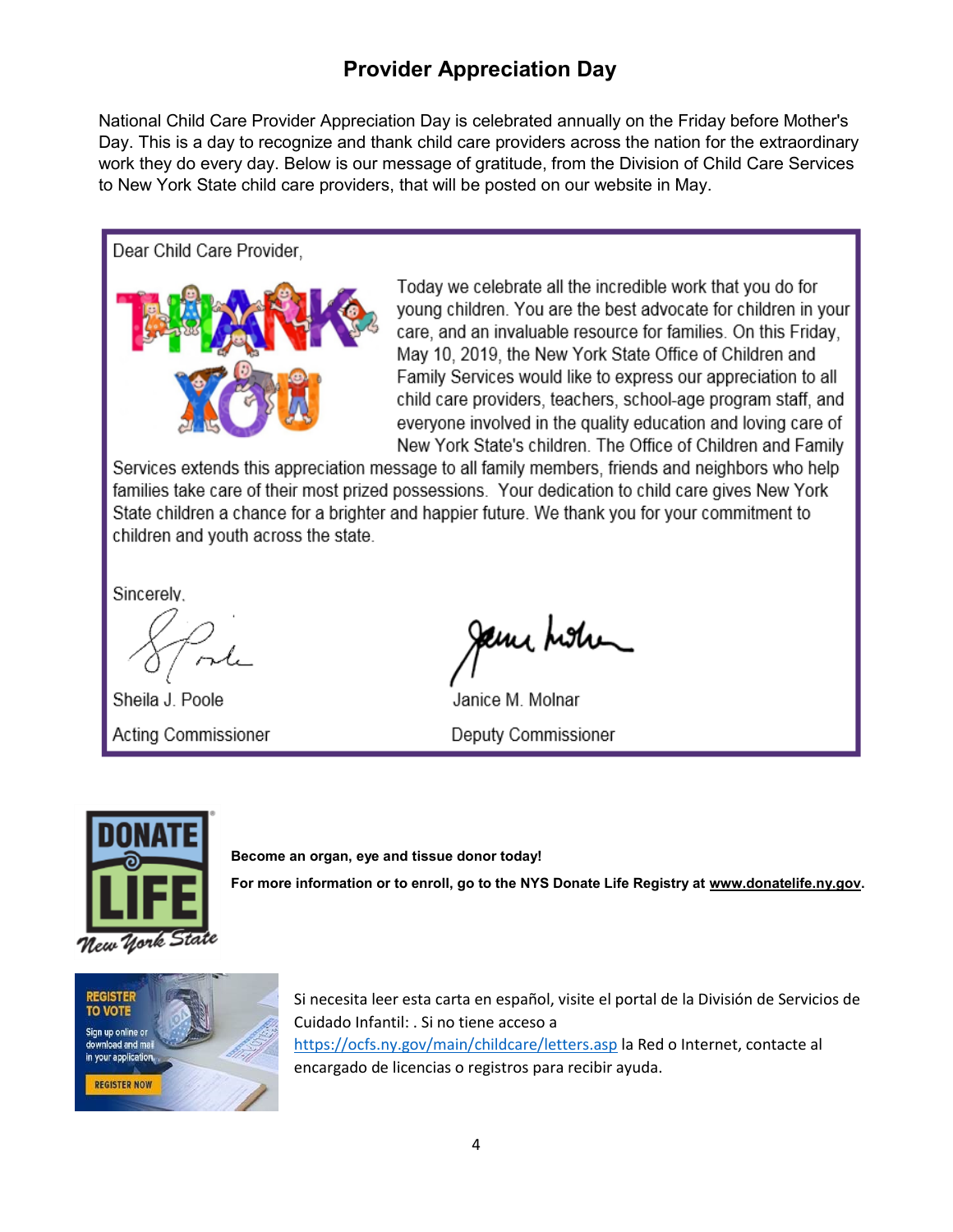# Provider Appreciation Day

National Child Care Provider Appreciation Day is celebrated annually on the Friday before Mother's Day. This is a day to recognize and thank child care providers across the nation for the extraordinary work they do every day. Below is our message of gratitude, from the Division of Child Care Services to New York State child care providers, that will be posted on our website in May.

Dear Child Care Provider,

Today we celebrate all the incredible work that you do for young children. You are the best advocate for children in your care, and an invaluable resource for families. On this Friday, May 10, 2019, the New York State Office of Children and Family Services would like to express our appreciation to all child care providers, teachers, school-age program staff, and everyone involved in the quality education and loving care of New York State's children. The Office of Children and Family Services extends this appreciation message to all family members, friends and neighbors who help families take care of their most prized possessions. Your dedication to child care gives New York State children a chance for a brighter and happier future. We thank you for your commitment to children and youth across the state.

Sincerely,

Sheila J. Poole
Acting Commissioner

Janice M. Molnar
Deputy Commissioner

**Become an organ, eye and tissue donor today!**

**For more information or to enroll, go to the NYS Donate Life Registry at www.donatelife.ny.gov.**

Si necesita leer esta carta en español, visite el portal de la División de Servicios de Cuidado Infantil: . Si no tiene acceso a https://ocfs.ny.gov/main/childcare/letters.asp la Red o Internet, contacte al encargado de licencias o registros para recibir ayuda.